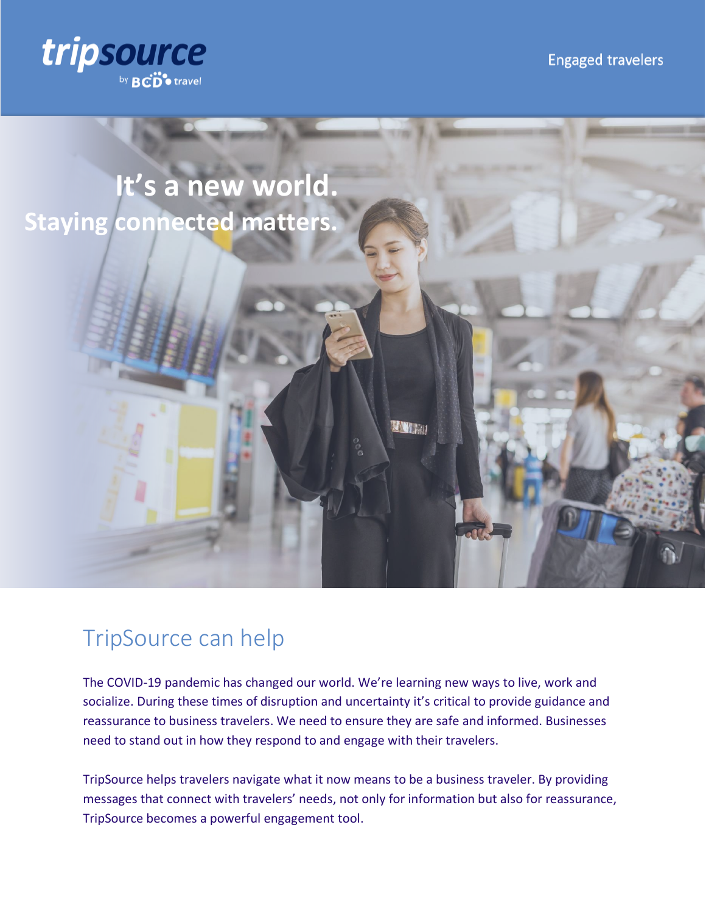tripsource by BCD travel

Engaged travelers

# It's a new world.
# Staying connected matters.

## TripSource can help

The COVID-19 pandemic has changed our world. We're learning new ways to live, work and socialize. During these times of disruption and uncertainty it's critical to provide guidance and reassurance to business travelers. We need to ensure they are safe and informed. Businesses need to stand out in how they respond to and engage with their travelers.

TripSource helps travelers navigate what it now means to be a business traveler. By providing messages that connect with travelers' needs, not only for information but also for reassurance, TripSource becomes a powerful engagement tool.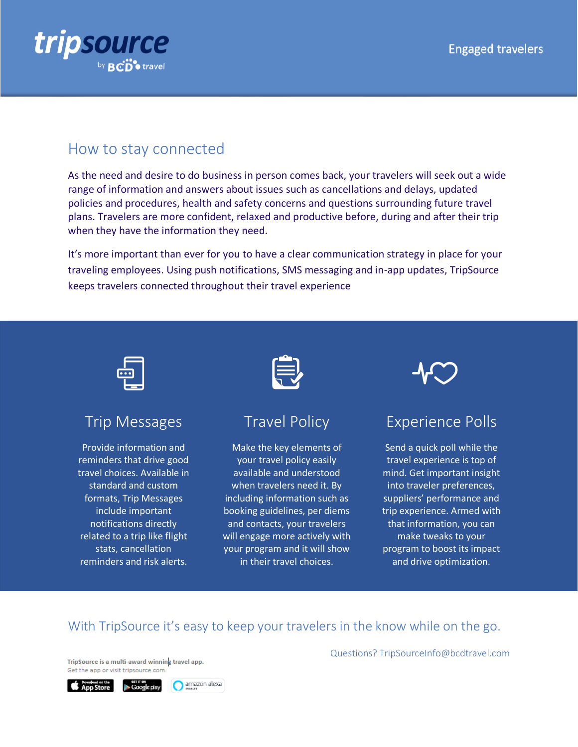tripsource by BCD travel

Engaged travelers

## How to stay connected

As the need and desire to do business in person comes back, your travelers will seek out a wide range of information and answers about issues such as cancellations and delays, updated policies and procedures, health and safety concerns and questions surrounding future travel plans. Travelers are more confident, relaxed and productive before, during and after their trip when they have the information they need.

It's more important than ever for you to have a clear communication strategy in place for your traveling employees. Using push notifications, SMS messaging and in-app updates, TripSource keeps travelers connected throughout their travel experience

### Trip Messages

Provide information and reminders that drive good travel choices. Available in standard and custom formats, Trip Messages include important notifications directly related to a trip like flight stats, cancellation reminders and risk alerts.

### Travel Policy

Make the key elements of your travel policy easily available and understood when travelers need it. By including information such as booking guidelines, per diems and contacts, your travelers will engage more actively with your program and it will show in their travel choices.

### Experience Polls

Send a quick poll while the travel experience is top of mind. Get important insight into traveler preferences, suppliers' performance and trip experience. Armed with that information, you can make tweaks to your program to boost its impact and drive optimization.

With TripSource it's easy to keep your travelers in the know while on the go.

**TripSource is a multi-award winning travel app.**
Get the app or visit tripsource.com.

Download on the App Store | GET IT ON Google play | amazon alexa ENABLED

Questions? TripSourceInfo@bcdtravel.com